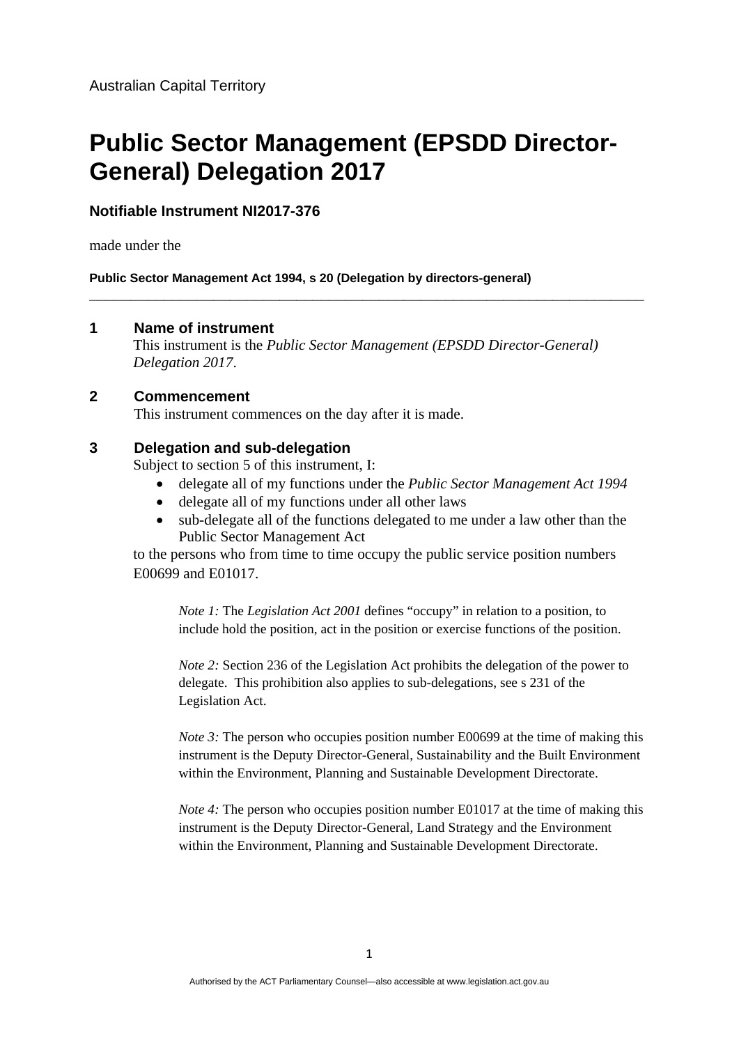Australian Capital Territory

# Public Sector Management (EPSDD Director-General) Delegation 2017

**Notifiable Instrument NI2017-376**

made under the

**Public Sector Management Act 1994, s 20 (Delegation by directors-general)**

---

## 1 Name of instrument

This instrument is the *Public Sector Management (EPSDD Director-General) Delegation 2017*.

## 2 Commencement

This instrument commences on the day after it is made.

## 3 Delegation and sub-delegation

Subject to section 5 of this instrument, I:

- delegate all of my functions under the *Public Sector Management Act 1994*
- delegate all of my functions under all other laws
- sub-delegate all of the functions delegated to me under a law other than the Public Sector Management Act

to the persons who from time to time occupy the public service position numbers E00699 and E01017.

> *Note 1:* The *Legislation Act 2001* defines "occupy" in relation to a position, to include hold the position, act in the position or exercise functions of the position.
>
> *Note 2:* Section 236 of the Legislation Act prohibits the delegation of the power to delegate. This prohibition also applies to sub-delegations, see s 231 of the Legislation Act.
>
> *Note 3:* The person who occupies position number E00699 at the time of making this instrument is the Deputy Director-General, Sustainability and the Built Environment within the Environment, Planning and Sustainable Development Directorate.
>
> *Note 4:* The person who occupies position number E01017 at the time of making this instrument is the Deputy Director-General, Land Strategy and the Environment within the Environment, Planning and Sustainable Development Directorate.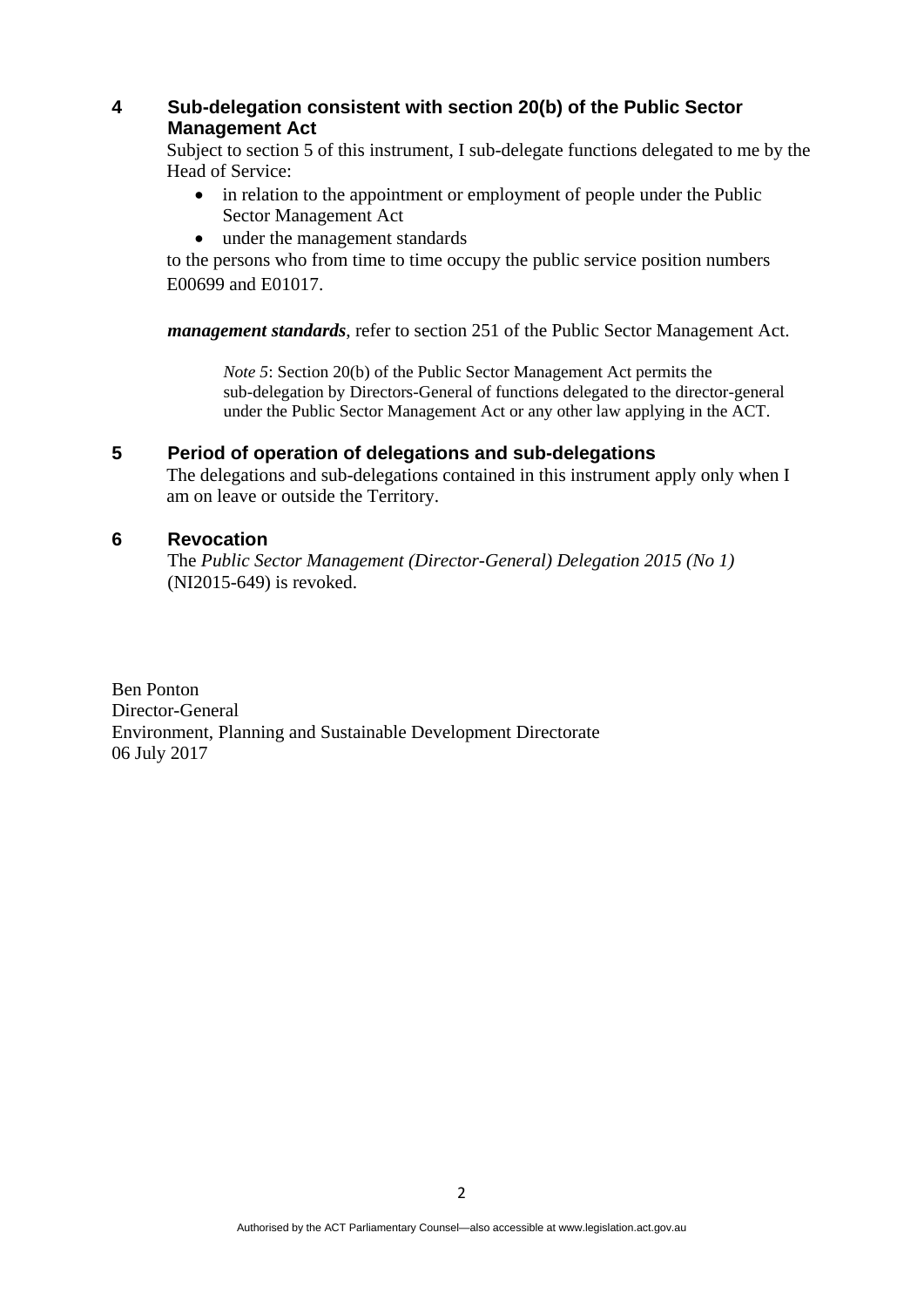## 4 Sub-delegation consistent with section 20(b) of the Public Sector Management Act

Subject to section 5 of this instrument, I sub-delegate functions delegated to me by the Head of Service:

- in relation to the appointment or employment of people under the Public Sector Management Act
- under the management standards

to the persons who from time to time occupy the public service position numbers E00699 and E01017.

***management standards***, refer to section 251 of the Public Sector Management Act.

> *Note 5*: Section 20(b) of the Public Sector Management Act permits the sub-delegation by Directors-General of functions delegated to the director-general under the Public Sector Management Act or any other law applying in the ACT.

## 5 Period of operation of delegations and sub-delegations

The delegations and sub-delegations contained in this instrument apply only when I am on leave or outside the Territory.

## 6 Revocation

The *Public Sector Management (Director-General) Delegation 2015 (No 1)* (NI2015-649) is revoked.

Ben Ponton
Director-General
Environment, Planning and Sustainable Development Directorate
06 July 2017